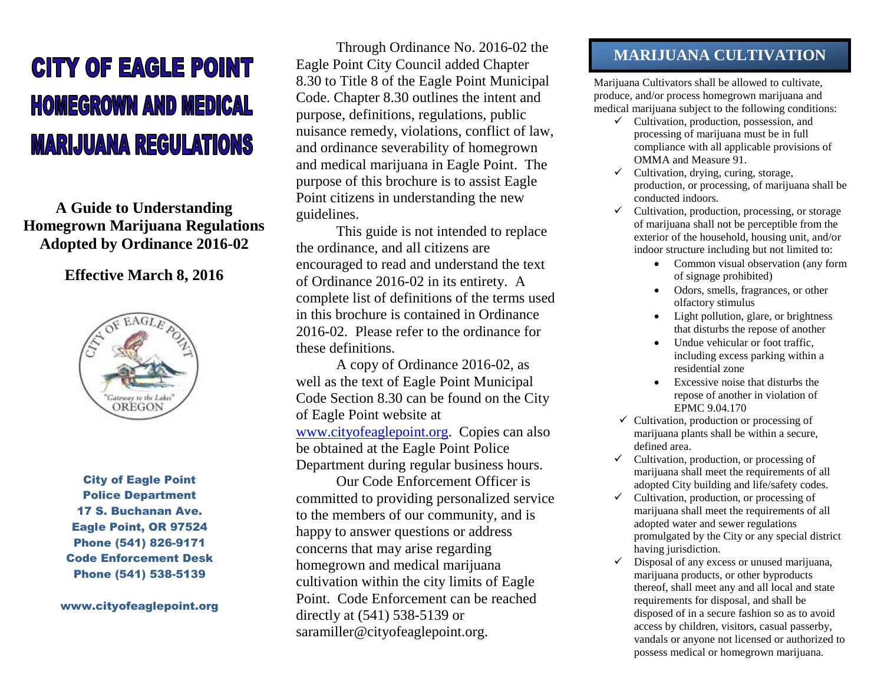# CITY OF EAGLE POINT HOMEGROWN AND MEDICAL MARIJUANA REGULATIONS

**A Guide to Understanding Homegrown Marijuana Regulations Adopted by Ordinance 2016-02**

**Effective March 8, 2016**

**City of Eagle Point**
**Police Department**
**17 S. Buchanan Ave.**
**Eagle Point, OR 97524**
**Phone (541) 826-9171**
**Code Enforcement Desk**
**Phone (541) 538-5139**

**www.cityofeaglepoint.org**

Through Ordinance No. 2016-02 the Eagle Point City Council added Chapter 8.30 to Title 8 of the Eagle Point Municipal Code. Chapter 8.30 outlines the intent and purpose, definitions, regulations, public nuisance remedy, violations, conflict of law, and ordinance severability of homegrown and medical marijuana in Eagle Point. The purpose of this brochure is to assist Eagle Point citizens in understanding the new guidelines.

This guide is not intended to replace the ordinance, and all citizens are encouraged to read and understand the text of Ordinance 2016-02 in its entirety. A complete list of definitions of the terms used in this brochure is contained in Ordinance 2016-02. Please refer to the ordinance for these definitions.

A copy of Ordinance 2016-02, as well as the text of Eagle Point Municipal Code Section 8.30 can be found on the City of Eagle Point website at www.cityofeaglepoint.org. Copies can also be obtained at the Eagle Point Police Department during regular business hours.

Our Code Enforcement Officer is committed to providing personalized service to the members of our community, and is happy to answer questions or address concerns that may arise regarding homegrown and medical marijuana cultivation within the city limits of Eagle Point. Code Enforcement can be reached directly at (541) 538-5139 or saramiller@cityofeaglepoint.org.

## MARIJUANA CULTIVATION

Marijuana Cultivators shall be allowed to cultivate, produce, and/or process homegrown marijuana and medical marijuana subject to the following conditions:

- ✓ Cultivation, production, possession, and processing of marijuana must be in full compliance with all applicable provisions of OMMA and Measure 91.
- ✓ Cultivation, drying, curing, storage, production, or processing, of marijuana shall be conducted indoors.
- ✓ Cultivation, production, processing, or storage of marijuana shall not be perceptible from the exterior of the household, housing unit, and/or indoor structure including but not limited to:
  - Common visual observation (any form of signage prohibited)
  - Odors, smells, fragrances, or other olfactory stimulus
  - Light pollution, glare, or brightness that disturbs the repose of another
  - Undue vehicular or foot traffic, including excess parking within a residential zone
  - Excessive noise that disturbs the repose of another in violation of EPMC 9.04.170
- ✓ Cultivation, production or processing of marijuana plants shall be within a secure, defined area.
- ✓ Cultivation, production, or processing of marijuana shall meet the requirements of all adopted City building and life/safety codes.
- ✓ Cultivation, production, or processing of marijuana shall meet the requirements of all adopted water and sewer regulations promulgated by the City or any special district having jurisdiction.
- ✓ Disposal of any excess or unused marijuana, marijuana products, or other byproducts thereof, shall meet any and all local and state requirements for disposal, and shall be disposed of in a secure fashion so as to avoid access by children, visitors, casual passerby, vandals or anyone not licensed or authorized to possess medical or homegrown marijuana.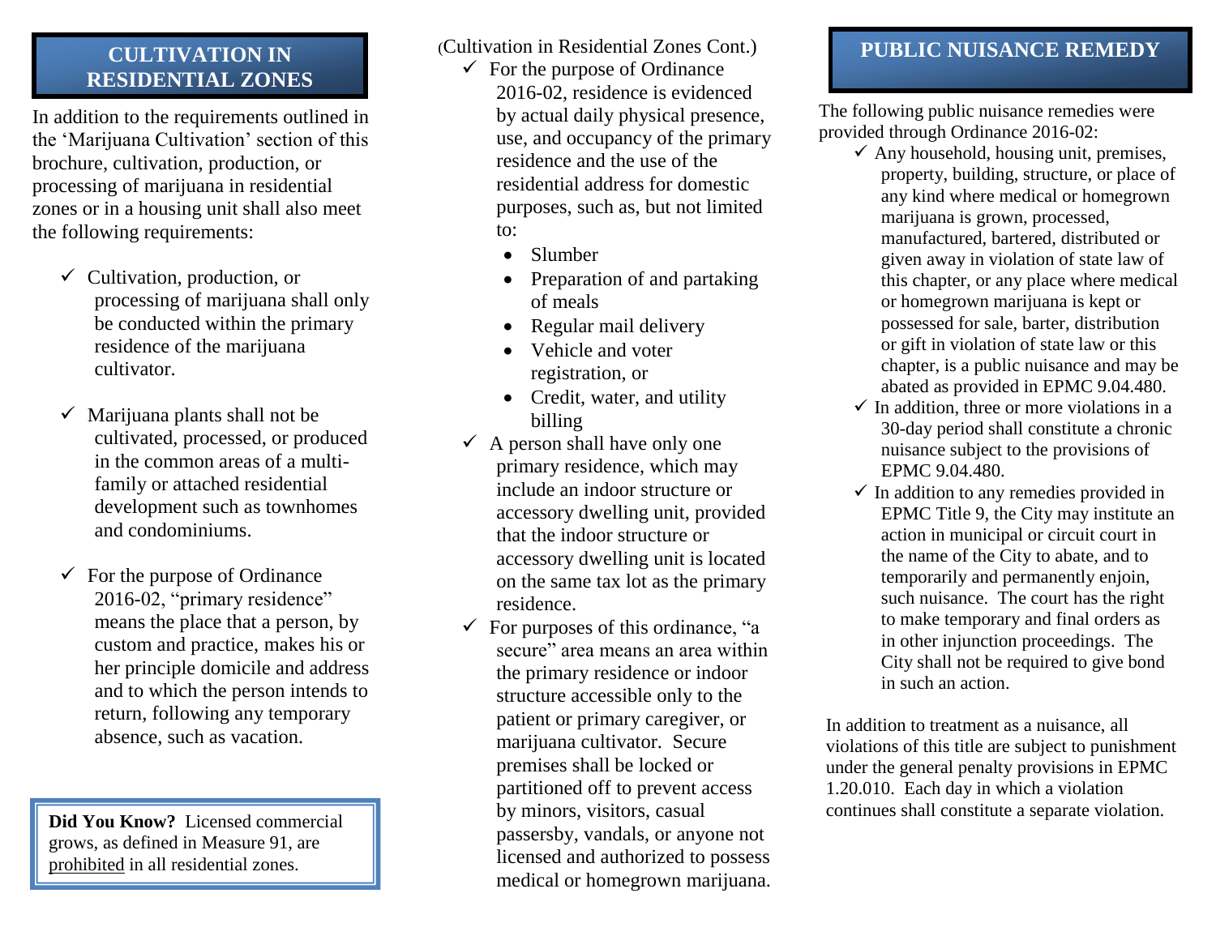## CULTIVATION IN RESIDENTIAL ZONES

In addition to the requirements outlined in the 'Marijuana Cultivation' section of this brochure, cultivation, production, or processing of marijuana in residential zones or in a housing unit shall also meet the following requirements:

- ✓ Cultivation, production, or processing of marijuana shall only be conducted within the primary residence of the marijuana cultivator.
- ✓ Marijuana plants shall not be cultivated, processed, or produced in the common areas of a multi-family or attached residential development such as townhomes and condominiums.
- ✓ For the purpose of Ordinance 2016-02, "primary residence" means the place that a person, by custom and practice, makes his or her principle domicile and address and to which the person intends to return, following any temporary absence, such as vacation.

**Did You Know?** Licensed commercial grows, as defined in Measure 91, are prohibited in all residential zones.

(Cultivation in Residential Zones Cont.)

- ✓ For the purpose of Ordinance 2016-02, residence is evidenced by actual daily physical presence, use, and occupancy of the primary residence and the use of the residential address for domestic purposes, such as, but not limited to:
  - Slumber
  - Preparation of and partaking of meals
  - Regular mail delivery
  - Vehicle and voter registration, or
  - Credit, water, and utility billing
- ✓ A person shall have only one primary residence, which may include an indoor structure or accessory dwelling unit, provided that the indoor structure or accessory dwelling unit is located on the same tax lot as the primary residence.
- ✓ For purposes of this ordinance, "a secure" area means an area within the primary residence or indoor structure accessible only to the patient or primary caregiver, or marijuana cultivator. Secure premises shall be locked or partitioned off to prevent access by minors, visitors, casual passersby, vandals, or anyone not licensed and authorized to possess medical or homegrown marijuana.

## PUBLIC NUISANCE REMEDY

The following public nuisance remedies were provided through Ordinance 2016-02:

- ✓ Any household, housing unit, premises, property, building, structure, or place of any kind where medical or homegrown marijuana is grown, processed, manufactured, bartered, distributed or given away in violation of state law of this chapter, or any place where medical or homegrown marijuana is kept or possessed for sale, barter, distribution or gift in violation of state law or this chapter, is a public nuisance and may be abated as provided in EPMC 9.04.480.
- ✓ In addition, three or more violations in a 30-day period shall constitute a chronic nuisance subject to the provisions of EPMC 9.04.480.
- ✓ In addition to any remedies provided in EPMC Title 9, the City may institute an action in municipal or circuit court in the name of the City to abate, and to temporarily and permanently enjoin, such nuisance. The court has the right to make temporary and final orders as in other injunction proceedings. The City shall not be required to give bond in such an action.

In addition to treatment as a nuisance, all violations of this title are subject to punishment under the general penalty provisions in EPMC 1.20.010. Each day in which a violation continues shall constitute a separate violation.